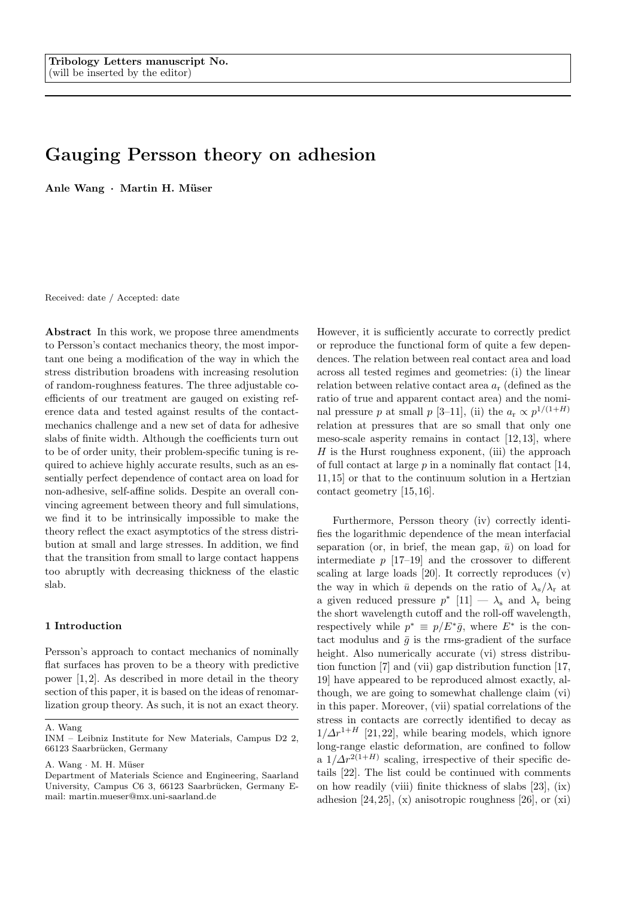Tribology Letters manuscript No.
(will be inserted by the editor)

# Gauging Persson theory on adhesion

**Anle Wang · Martin H. Müser**

Received: date / Accepted: date

**Abstract** In this work, we propose three amendments to Persson's contact mechanics theory, the most important one being a modification of the way in which the stress distribution broadens with increasing resolution of random-roughness features. The three adjustable coefficients of our treatment are gauged on existing reference data and tested against results of the contact-mechanics challenge and a new set of data for adhesive slabs of finite width. Although the coefficients turn out to be of order unity, their problem-specific tuning is required to achieve highly accurate results, such as an essentially perfect dependence of contact area on load for non-adhesive, self-affine solids. Despite an overall convincing agreement between theory and full simulations, we find it to be intrinsically impossible to make the theory reflect the exact asymptotics of the stress distribution at small and large stresses. In addition, we find that the transition from small to large contact happens too abruptly with decreasing thickness of the elastic slab.

## 1 Introduction

Persson's approach to contact mechanics of nominally flat surfaces has proven to be a theory with predictive power [1,2]. As described in more detail in the theory section of this paper, it is based on the ideas of renomarlization group theory. As such, it is not an exact theory. However, it is sufficiently accurate to correctly predict or reproduce the functional form of quite a few dependences. The relation between real contact area and load across all tested regimes and geometries: (i) the linear relation between relative contact area $a_\mathrm{r}$ (defined as the ratio of true and apparent contact area) and the nominal pressure $p$ at small $p$ [3–11], (ii) the $a_\mathrm{r} \propto p^{1/(1+H)}$ relation at pressures that are so small that only one meso-scale asperity remains in contact [12,13], where $H$ is the Hurst roughness exponent, (iii) the approach of full contact at large $p$ in a nominally flat contact [14,11,15] or that to the continuum solution in a Hertzian contact geometry [15,16].

Furthermore, Persson theory (iv) correctly identifies the logarithmic dependence of the mean interfacial separation (or, in brief, the mean gap, $\bar{u}$) on load for intermediate $p$ [17–19] and the crossover to different scaling at large loads [20]. It correctly reproduces (v) the way in which $\bar{u}$ depends on the ratio of $\lambda_\mathrm{s}/\lambda_\mathrm{r}$ at a given reduced pressure $p^*$ [11] — $\lambda_\mathrm{s}$ and $\lambda_\mathrm{r}$ being the short wavelength cutoff and the roll-off wavelength, respectively while $p^* \equiv p/E^*\bar{g}$, where $E^*$ is the contact modulus and $\bar{g}$ is the rms-gradient of the surface height. Also numerically accurate (vi) stress distribution function [7] and (vii) gap distribution function [17,19] have appeared to be reproduced almost exactly, although, we are going to somewhat challenge claim (vi) in this paper. Moreover, (vii) spatial correlations of the stress in contacts are correctly identified to decay as $1/\Delta r^{1+H}$ [21,22], while bearing models, which ignore long-range elastic deformation, are confined to follow a $1/\Delta r^{2(1+H)}$ scaling, irrespective of their specific details [22]. The list could be continued with comments on how readily (viii) finite thickness of slabs [23], (ix) adhesion [24,25], (x) anisotropic roughness [26], or (xi)

---

A. Wang
INM – Leibniz Institute for New Materials, Campus D2 2, 66123 Saarbrücken, Germany

A. Wang · M. H. Müser
Department of Materials Science and Engineering, Saarland University, Campus C6 3, 66123 Saarbrücken, Germany E-mail: martin.mueser@mx.uni-saarland.de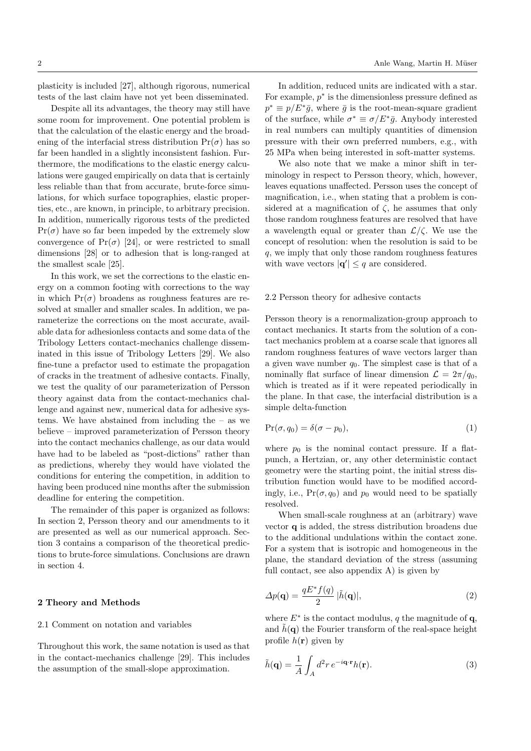plasticity is included [27], although rigorous, numerical tests of the last claim have not yet been disseminated.

Despite all its advantages, the theory may still have some room for improvement. One potential problem is that the calculation of the elastic energy and the broadening of the interfacial stress distribution $\Pr(\sigma)$ has so far been handled in a slightly inconsistent fashion. Furthermore, the modifications to the elastic energy calculations were gauged empirically on data that is certainly less reliable than that from accurate, brute-force simulations, for which surface topographies, elastic properties, etc., are known, in principle, to arbitrary precision. In addition, numerically rigorous tests of the predicted $\Pr(\sigma)$ have so far been impeded by the extremely slow convergence of $\Pr(\sigma)$ [24], or were restricted to small dimensions [28] or to adhesion that is long-ranged at the smallest scale [25].

In this work, we set the corrections to the elastic energy on a common footing with corrections to the way in which $\Pr(\sigma)$ broadens as roughness features are resolved at smaller and smaller scales. In addition, we parameterize the corrections on the most accurate, available data for adhesionless contacts and some data of the Tribology Letters contact-mechanics challenge disseminated in this issue of Tribology Letters [29]. We also fine-tune a prefactor used to estimate the propagation of cracks in the treatment of adhesive contacts. Finally, we test the quality of our parameterization of Persson theory against data from the contact-mechanics challenge and against new, numerical data for adhesive systems. We have abstained from including the – as we believe – improved parameterization of Persson theory into the contact mechanics challenge, as our data would have had to be labeled as "post-dictions" rather than as predictions, whereby they would have violated the conditions for entering the competition, in addition to having been produced nine months after the submission deadline for entering the competition.

The remainder of this paper is organized as follows: In section 2, Persson theory and our amendments to it are presented as well as our numerical approach. Section 3 contains a comparison of the theoretical predictions to brute-force simulations. Conclusions are drawn in section 4.

## 2 Theory and Methods

### 2.1 Comment on notation and variables

Throughout this work, the same notation is used as that in the contact-mechanics challenge [29]. This includes the assumption of the small-slope approximation.

In addition, reduced units are indicated with a star. For example, $p^*$ is the dimensionless pressure defined as $p^* \equiv p/E^*\bar{g}$, where $\bar{g}$ is the root-mean-square gradient of the surface, while $\sigma^* \equiv \sigma/E^*\bar{g}$. Anybody interested in real numbers can multiply quantities of dimension pressure with their own preferred numbers, e.g., with 25 MPa when being interested in soft-matter systems.

We also note that we make a minor shift in terminology in respect to Persson theory, which, however, leaves equations unaffected. Persson uses the concept of magnification, i.e., when stating that a problem is considered at a magnification of $\zeta$, he assumes that only those random roughness features are resolved that have a wavelength equal or greater than $\mathcal{L}/\zeta$. We use the concept of resolution: when the resolution is said to be $q$, we imply that only those random roughness features with wave vectors $|\mathbf{q}'| \leq q$ are considered.

### 2.2 Persson theory for adhesive contacts

Persson theory is a renormalization-group approach to contact mechanics. It starts from the solution of a contact mechanics problem at a coarse scale that ignores all random roughness features of wave vectors larger than a given wave number $q_0$. The simplest case is that of a nominally flat surface of linear dimension $\mathcal{L} = 2\pi/q_0$, which is treated as if it were repeated periodically in the plane. In that case, the interfacial distribution is a simple delta-function

$$\Pr(\sigma, q_0) = \delta(\sigma - p_0), \tag{1}$$

where $p_0$ is the nominal contact pressure. If a flat-punch, a Hertzian, or, any other deterministic contact geometry were the starting point, the initial stress distribution function would have to be modified accordingly, i.e., $\Pr(\sigma, q_0)$ and $p_0$ would need to be spatially resolved.

When small-scale roughness at an (arbitrary) wave vector $\mathbf{q}$ is added, the stress distribution broadens due to the additional undulations within the contact zone. For a system that is isotropic and homogeneous in the plane, the standard deviation of the stress (assuming full contact, see also appendix A) is given by

$$\Delta p(\mathbf{q}) = \frac{qE^* f(q)}{2} |\tilde{h}(\mathbf{q})|, \tag{2}$$

where $E^*$ is the contact modulus, $q$ the magnitude of $\mathbf{q}$, and $\tilde{h}(\mathbf{q})$ the Fourier transform of the real-space height profile $h(\mathbf{r})$ given by

$$\tilde{h}(\mathbf{q}) = \frac{1}{A} \int_A d^2r \, e^{-i\mathbf{q}\cdot\mathbf{r}} h(\mathbf{r}). \tag{3}$$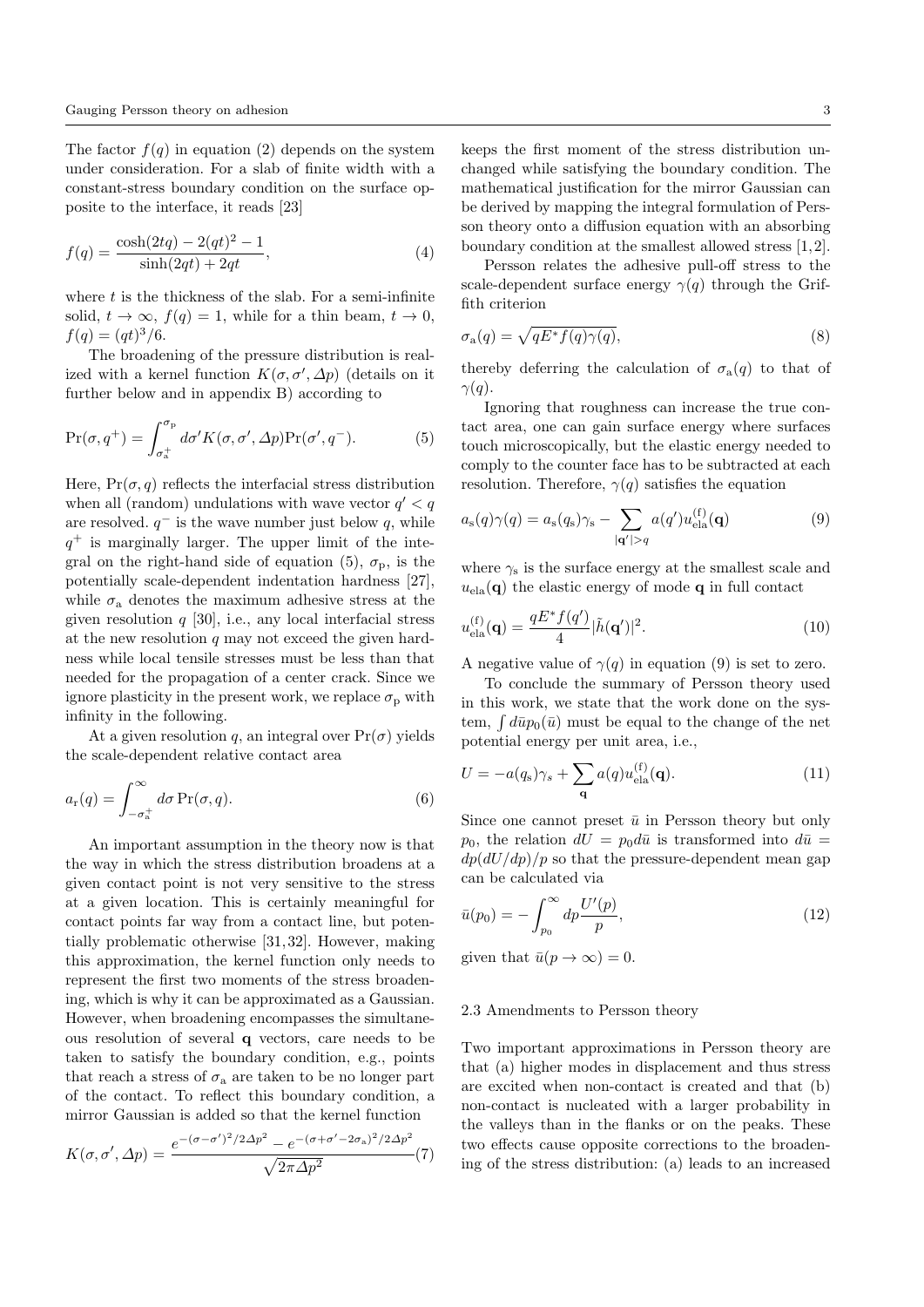The factor $f(q)$ in equation (2) depends on the system under consideration. For a slab of finite width with a constant-stress boundary condition on the surface opposite to the interface, it reads [23]

$$f(q) = \frac{\cosh(2tq) - 2(qt)^2 - 1}{\sinh(2qt) + 2qt}, \tag{4}$$

where $t$ is the thickness of the slab. For a semi-infinite solid, $t \to \infty$, $f(q) = 1$, while for a thin beam, $t \to 0$, $f(q) = (qt)^3/6$.

The broadening of the pressure distribution is realized with a kernel function $K(\sigma, \sigma', \Delta p)$ (details on it further below and in appendix B) according to

$$\Pr(\sigma, q^+) = \int_{\sigma_a^+}^{\sigma_p} d\sigma' K(\sigma, \sigma', \Delta p) \Pr(\sigma', q^-). \tag{5}$$

Here, $\Pr(\sigma, q)$ reflects the interfacial stress distribution when all (random) undulations with wave vector $q' < q$ are resolved. $q^-$ is the wave number just below $q$, while $q^+$ is marginally larger. The upper limit of the integral on the right-hand side of equation (5), $\sigma_p$, is the potentially scale-dependent indentation hardness [27], while $\sigma_a$ denotes the maximum adhesive stress at the given resolution $q$ [30], i.e., any local interfacial stress at the new resolution $q$ may not exceed the given hardness while local tensile stresses must be less than that needed for the propagation of a center crack. Since we ignore plasticity in the present work, we replace $\sigma_p$ with infinity in the following.

At a given resolution $q$, an integral over $\Pr(\sigma)$ yields the scale-dependent relative contact area

$$a_r(q) = \int_{-\sigma_a^+}^{\infty} d\sigma \, \Pr(\sigma, q). \tag{6}$$

An important assumption in the theory now is that the way in which the stress distribution broadens at a given contact point is not very sensitive to the stress at a given location. This is certainly meaningful for contact points far way from a contact line, but potentially problematic otherwise [31,32]. However, making this approximation, the kernel function only needs to represent the first two moments of the stress broadening, which is why it can be approximated as a Gaussian. However, when broadening encompasses the simultaneous resolution of several $\mathbf{q}$ vectors, care needs to be taken to satisfy the boundary condition, e.g., points that reach a stress of $\sigma_a$ are taken to be no longer part of the contact. To reflect this boundary condition, a mirror Gaussian is added so that the kernel function

$$K(\sigma, \sigma', \Delta p) = \frac{e^{-(\sigma-\sigma')^2/2\Delta p^2} - e^{-(\sigma+\sigma'-2\sigma_a)^2/2\Delta p^2}}{\sqrt{2\pi \Delta p^2}} \tag{7}$$

keeps the first moment of the stress distribution unchanged while satisfying the boundary condition. The mathematical justification for the mirror Gaussian can be derived by mapping the integral formulation of Persson theory onto a diffusion equation with an absorbing boundary condition at the smallest allowed stress [1,2].

Persson relates the adhesive pull-off stress to the scale-dependent surface energy $\gamma(q)$ through the Griffith criterion

$$\sigma_a(q) = \sqrt{qE^* f(q) \gamma(q)}, \tag{8}$$

thereby deferring the calculation of $\sigma_a(q)$ to that of $\gamma(q)$.

Ignoring that roughness can increase the true contact area, one can gain surface energy where surfaces touch microscopically, but the elastic energy needed to comply to the counter face has to be subtracted at each resolution. Therefore, $\gamma(q)$ satisfies the equation

$$a_s(q)\gamma(q) = a_s(q_s)\gamma_s - \sum_{|\mathbf{q}'|>q} a(q') u_{\text{ela}}^{(f)}(\mathbf{q}) \tag{9}$$

where $\gamma_s$ is the surface energy at the smallest scale and $u_{\text{ela}}(\mathbf{q})$ the elastic energy of mode $\mathbf{q}$ in full contact

$$u_{\text{ela}}^{(f)}(\mathbf{q}) = \frac{qE^* f(q')}{4} |\tilde{h}(\mathbf{q}')|^2. \tag{10}$$

A negative value of $\gamma(q)$ in equation (9) is set to zero.

To conclude the summary of Persson theory used in this work, we state that the work done on the system, $\int d\bar{u} p_0(\bar{u})$ must be equal to the change of the net potential energy per unit area, i.e.,

$$U = -a(q_s)\gamma_s + \sum_{\mathbf{q}} a(q) u_{\text{ela}}^{(f)}(\mathbf{q}). \tag{11}$$

Since one cannot preset $\bar{u}$ in Persson theory but only $p_0$, the relation $dU = p_0 d\bar{u}$ is transformed into $d\bar{u} = dp(dU/dp)/p$ so that the pressure-dependent mean gap can be calculated via

$$\bar{u}(p_0) = -\int_{p_0}^{\infty} dp \frac{U'(p)}{p}, \tag{12}$$

given that $\bar{u}(p \to \infty) = 0$.

### 2.3 Amendments to Persson theory

Two important approximations in Persson theory are that (a) higher modes in displacement and thus stress are excited when non-contact is created and that (b) non-contact is nucleated with a larger probability in the valleys than in the flanks or on the peaks. These two effects cause opposite corrections to the broadening of the stress distribution: (a) leads to an increased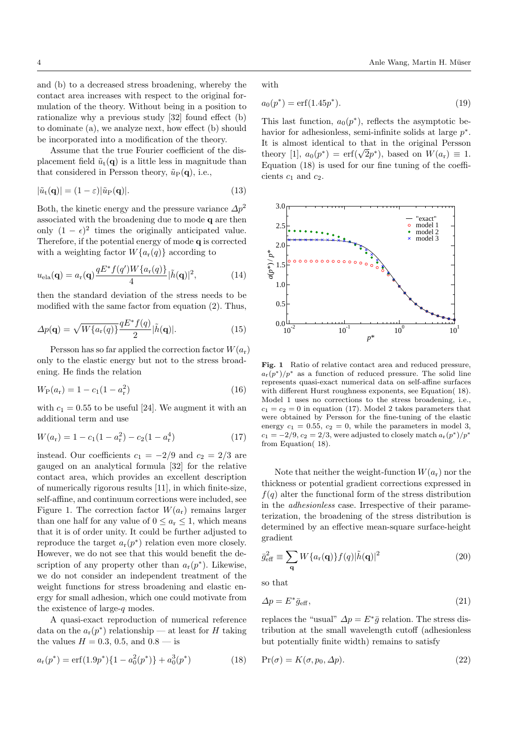and (b) to a decreased stress broadening, whereby the contact area increases with respect to the original formulation of the theory. Without being in a position to rationalize why a previous study [32] found effect (b) to dominate (a), we analyze next, how effect (b) should be incorporated into a modification of the theory.

Assume that the true Fourier coefficient of the displacement field $\tilde{u}_{\rm t}(\mathbf{q})$ is a little less in magnitude than that considered in Persson theory, $\tilde{u}_{\rm P}(\mathbf{q})$, i.e.,

$$|\tilde{u}_{\rm t}(\mathbf{q})| = (1-\varepsilon)|\tilde{u}_{\rm P}(\mathbf{q})|. \tag{13}$$

Both, the kinetic energy and the pressure variance $\Delta p^2$ associated with the broadening due to mode $\mathbf{q}$ are then only $(1-\epsilon)^2$ times the originally anticipated value. Therefore, if the potential energy of mode $\mathbf{q}$ is corrected with a weighting factor $W\{a_{\rm r}(q)\}$ according to

$$u_{\rm ela}(\mathbf{q}) = a_{\rm r}(\mathbf{q})\frac{qE^* f(q')W\{a_{\rm r}(q)\}}{4}|\tilde{h}(\mathbf{q})|^2, \tag{14}$$

then the standard deviation of the stress needs to be modified with the same factor from equation (2). Thus,

$$\Delta p(\mathbf{q}) = \sqrt{W\{a_{\rm r}(q)\}}\frac{qE^* f(q)}{2}|\tilde{h}(\mathbf{q})|. \tag{15}$$

Persson has so far applied the correction factor $W(a_{\rm r})$ only to the elastic energy but not to the stress broadening. He finds the relation

$$W_{\rm P}(a_{\rm r}) = 1 - c_1(1-a_{\rm r}^2) \tag{16}$$

with $c_1 = 0.55$ to be useful [24]. We augment it with an additional term and use

$$W(a_{\rm r}) = 1 - c_1(1-a_{\rm r}^2) - c_2(1-a_{\rm r}^4) \tag{17}$$

instead. Our coefficients $c_1 = -2/9$ and $c_2 = 2/3$ are gauged on an analytical formula [32] for the relative contact area, which provides an excellent description of numerically rigorous results [11], in which finite-size, self-affine, and continuum corrections were included, see Figure 1. The correction factor $W(a_{\rm r})$ remains larger than one half for any value of $0 \le a_{\rm r} \le 1$, which means that it is of order unity. It could be further adjusted to reproduce the target $a_{\rm r}(p^*)$ relation even more closely. However, we do not see that this would benefit the description of any property other than $a_{\rm r}(p^*)$. Likewise, we do not consider an independent treatment of the weight functions for stress broadening and elastic energy for small adhesion, which one could motivate from the existence of large-$q$ modes.

A quasi-exact reproduction of numerical reference data on the $a_{\rm r}(p^*)$ relationship — at least for $H$ taking the values $H = 0.3$, $0.5$, and $0.8$ — is

$$a_{\rm r}(p^*) = \mathrm{erf}(1.9p^*)\{1-a_0^2(p^*)\} + a_0^3(p^*) \tag{18}$$

with

$$a_0(p^*) = \mathrm{erf}(1.45p^*). \tag{19}$$

This last function, $a_0(p^*)$, reflects the asymptotic behavior for adhesionless, semi-infinite solids at large $p^*$. It is almost identical to that in the original Persson theory [1], $a_0(p^*) = \mathrm{erf}(\sqrt{2}p^*)$, based on $W(a_{\rm r}) \equiv 1$. Equation (18) is used for our fine tuning of the coefficients $c_1$ and $c_2$.

**Fig. 1** Ratio of relative contact area and reduced pressure, $a_{\rm r}(p^*)/p^*$ as a function of reduced pressure. The solid line represents quasi-exact numerical data on self-affine surfaces with different Hurst roughness exponents, see Equation( 18). Model 1 uses no corrections to the stress broadening, i.e., $c_1 = c_2 = 0$ in equation (17). Model 2 takes parameters that were obtained by Persson for the fine-tuning of the elastic energy $c_1 = 0.55$, $c_2 = 0$, while the parameters in model 3, $c_1 = -2/9$, $c_2 = 2/3$, were adjusted to closely match $a_{\rm r}(p^*)/p^*$ from Equation( 18).

Note that neither the weight-function $W(a_{\rm r})$ nor the thickness or potential gradient corrections expressed in $f(q)$ alter the functional form of the stress distribution in the *adhesionless* case. Irrespective of their parameterization, the broadening of the stress distribution is determined by an effective mean-square surface-height gradient

$$\bar{g}_{\rm eff}^2 \equiv \sum_{\mathbf{q}} W\{a_{\rm r}(\mathbf{q})\}f(q)|\tilde{h}(\mathbf{q})|^2 \tag{20}$$

so that

$$\Delta p = E^*\bar{g}_{\rm eff}, \tag{21}$$

replaces the "usual" $\Delta p = E^*\bar{g}$ relation. The stress distribution at the small wavelength cutoff (adhesionless but potentially finite width) remains to satisfy

$$\Pr(\sigma) = K(\sigma, p_0, \Delta p). \tag{22}$$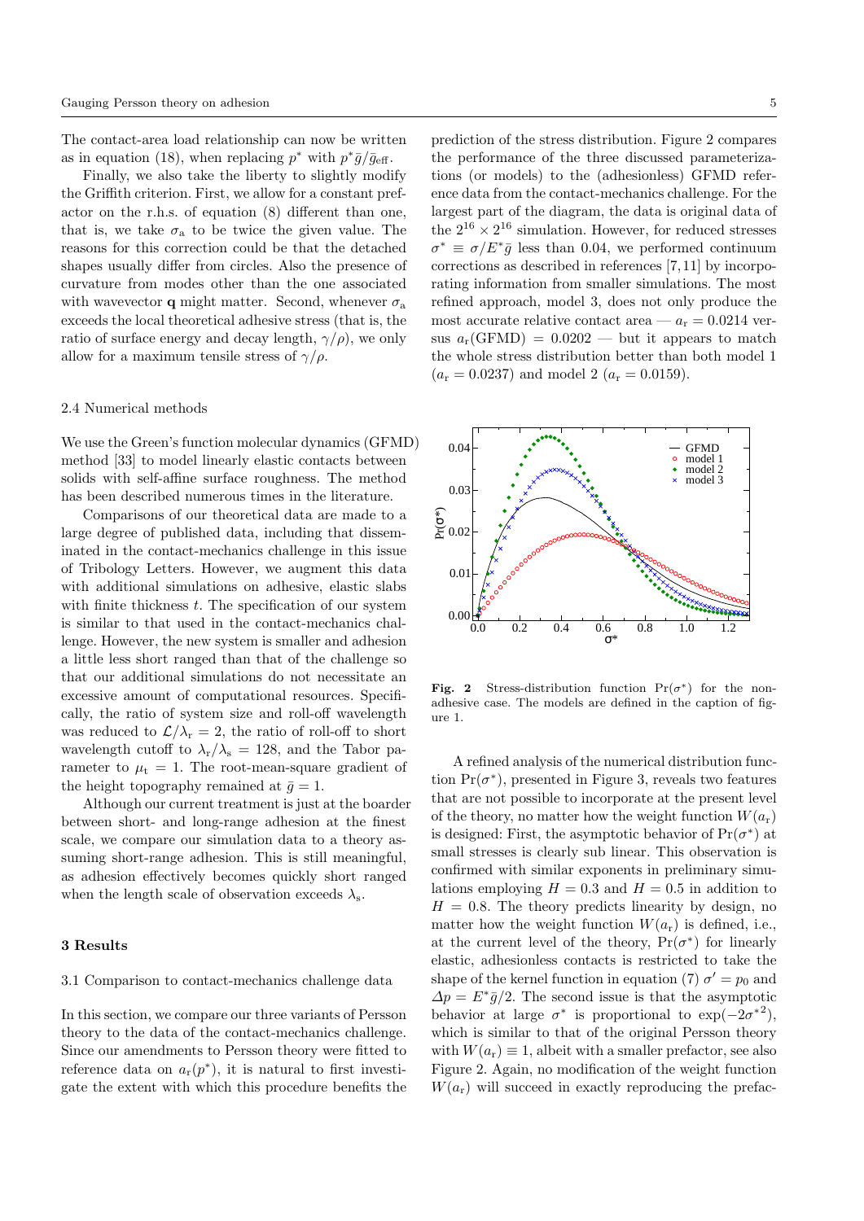The contact-area load relationship can now be written as in equation (18), when replacing $p^*$ with $p^* \bar{g}/\bar{g}_{\rm eff}$.

Finally, we also take the liberty to slightly modify the Griffith criterion. First, we allow for a constant prefactor on the r.h.s. of equation (8) different than one, that is, we take $\sigma_{\rm a}$ to be twice the given value. The reasons for this correction could be that the detached shapes usually differ from circles. Also the presence of curvature from modes other than the one associated with wavevector $\mathbf{q}$ might matter. Second, whenever $\sigma_{\rm a}$ exceeds the local theoretical adhesive stress (that is, the ratio of surface energy and decay length, $\gamma/\rho$), we only allow for a maximum tensile stress of $\gamma/\rho$.

### 2.4 Numerical methods

We use the Green's function molecular dynamics (GFMD) method [33] to model linearly elastic contacts between solids with self-affine surface roughness. The method has been described numerous times in the literature.

Comparisons of our theoretical data are made to a large degree of published data, including that disseminated in the contact-mechanics challenge in this issue of Tribology Letters. However, we augment this data with additional simulations on adhesive, elastic slabs with finite thickness $t$. The specification of our system is similar to that used in the contact-mechanics challenge. However, the new system is smaller and adhesion a little less short ranged than that of the challenge so that our additional simulations do not necessitate an excessive amount of computational resources. Specifically, the ratio of system size and roll-off wavelength was reduced to $\mathcal{L}/\lambda_{\rm r} = 2$, the ratio of roll-off to short wavelength cutoff to $\lambda_{\rm r}/\lambda_{\rm s} = 128$, and the Tabor parameter to $\mu_{\rm t} = 1$. The root-mean-square gradient of the height topography remained at $\bar{g} = 1$.

Although our current treatment is just at the boarder between short- and long-range adhesion at the finest scale, we compare our simulation data to a theory assuming short-range adhesion. This is still meaningful, as adhesion effectively becomes quickly short ranged when the length scale of observation exceeds $\lambda_{\rm s}$.

## 3 Results

### 3.1 Comparison to contact-mechanics challenge data

In this section, we compare our three variants of Persson theory to the data of the contact-mechanics challenge. Since our amendments to Persson theory were fitted to reference data on $a_{\rm r}(p^*)$, it is natural to first investigate the extent with which this procedure benefits the prediction of the stress distribution. Figure 2 compares the performance of the three discussed parameterizations (or models) to the (adhesionless) GFMD reference data from the contact-mechanics challenge. For the largest part of the diagram, the data is original data of the $2^{16} \times 2^{16}$ simulation. However, for reduced stresses $\sigma^* \equiv \sigma/E^*\bar{g}$ less than 0.04, we performed continuum corrections as described in references [7,11] by incorporating information from smaller simulations. The most refined approach, model 3, does not only produce the most accurate relative contact area — $a_{\rm r} = 0.0214$ versus $a_{\rm r}(\text{GFMD}) = 0.0202$ — but it appears to match the whole stress distribution better than both model 1 ($a_{\rm r} = 0.0237$) and model 2 ($a_{\rm r} = 0.0159$).

**Fig. 2** Stress-distribution function $\Pr(\sigma^*)$ for the non-adhesive case. The models are defined in the caption of figure 1.

A refined analysis of the numerical distribution function $\Pr(\sigma^*)$, presented in Figure 3, reveals two features that are not possible to incorporate at the present level of the theory, no matter how the weight function $W(a_{\rm r})$ is designed: First, the asymptotic behavior of $\Pr(\sigma^*)$ at small stresses is clearly sub linear. This observation is confirmed with similar exponents in preliminary simulations employing $H = 0.3$ and $H = 0.5$ in addition to $H = 0.8$. The theory predicts linearity by design, no matter how the weight function $W(a_{\rm r})$ is defined, i.e., at the current level of the theory, $\Pr(\sigma^*)$ for linearly elastic, adhesionless contacts is restricted to take the shape of the kernel function in equation (7) $\sigma' = p_0$ and $\Delta p = E^*\bar{g}/2$. The second issue is that the asymptotic behavior at large $\sigma^*$ is proportional to $\exp(-2{\sigma^*}^2)$, which is similar to that of the original Persson theory with $W(a_{\rm r}) \equiv 1$, albeit with a smaller prefactor, see also Figure 2. Again, no modification of the weight function $W(a_{\rm r})$ will succeed in exactly reproducing the prefac-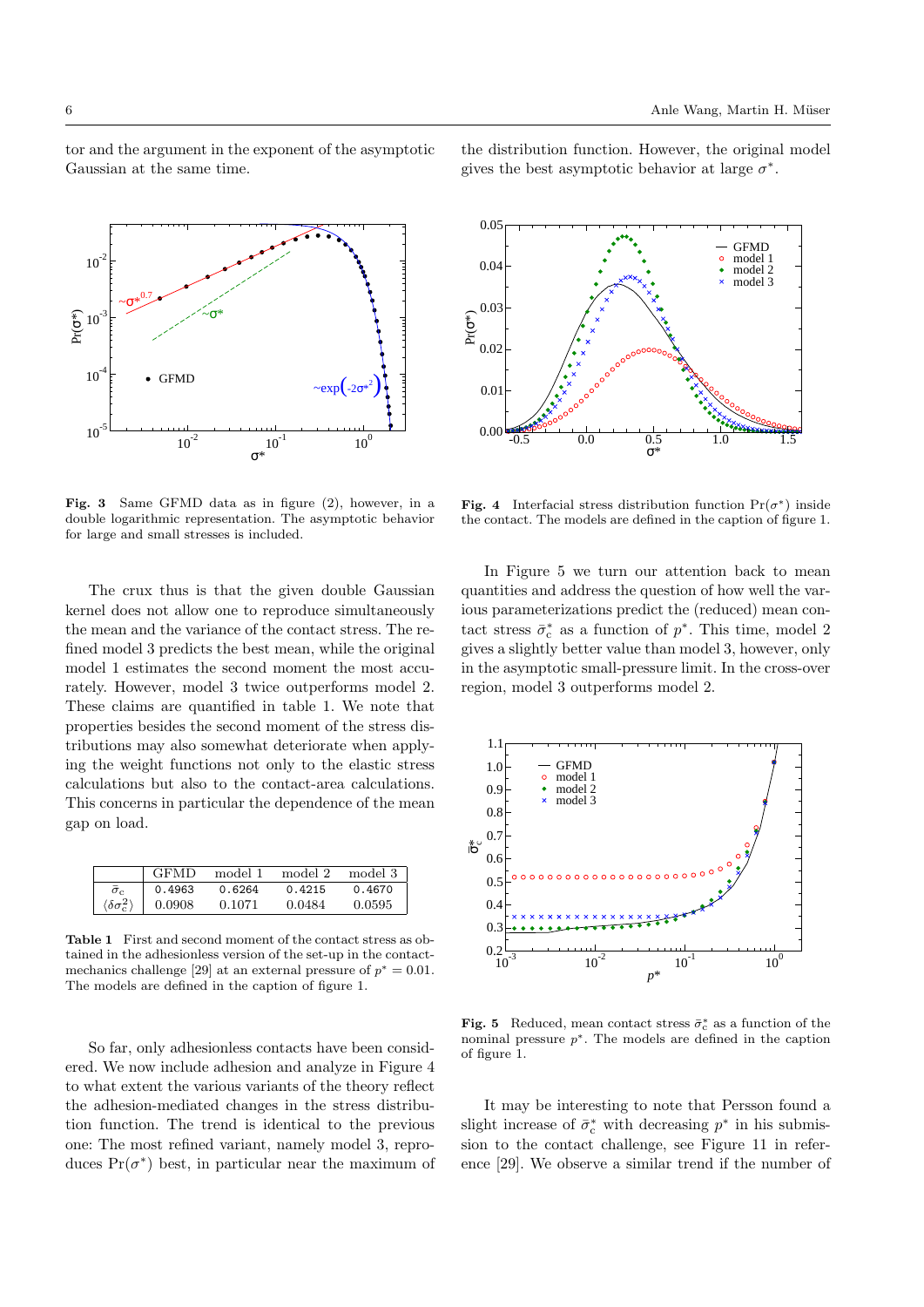tor and the argument in the exponent of the asymptotic Gaussian at the same time.

the distribution function. However, the original model gives the best asymptotic behavior at large $\sigma^*$.

**Fig. 3** Same GFMD data as in figure (2), however, in a double logarithmic representation. The asymptotic behavior for large and small stresses is included.

**Fig. 4** Interfacial stress distribution function $\Pr(\sigma^*)$ inside the contact. The models are defined in the caption of figure 1.

The crux thus is that the given double Gaussian kernel does not allow one to reproduce simultaneously the mean and the variance of the contact stress. The refined model 3 predicts the best mean, while the original model 1 estimates the second moment the most accurately. However, model 3 twice outperforms model 2. These claims are quantified in table 1. We note that properties besides the second moment of the stress distributions may also somewhat deteriorate when applying the weight functions not only to the elastic stress calculations but also to the contact-area calculations. This concerns in particular the dependence of the mean gap on load.

| | GFMD | model 1 | model 2 | model 3 |
|---|---|---|---|---|
| $\bar{\sigma}_c$ | 0.4963 | 0.6264 | 0.4215 | 0.4670 |
| $\langle \delta\sigma_c^2 \rangle$ | 0.0908 | 0.1071 | 0.0484 | 0.0595 |

**Table 1** First and second moment of the contact stress as obtained in the adhesionless version of the set-up in the contact-mechanics challenge [29] at an external pressure of $p^* = 0.01$. The models are defined in the caption of figure 1.

So far, only adhesionless contacts have been considered. We now include adhesion and analyze in Figure 4 to what extent the various variants of the theory reflect the adhesion-mediated changes in the stress distribution function. The trend is identical to the previous one: The most refined variant, namely model 3, reproduces $\Pr(\sigma^*)$ best, in particular near the maximum of the distribution function. However, the original model gives the best asymptotic behavior at large $\sigma^*$.

In Figure 5 we turn our attention back to mean quantities and address the question of how well the various parameterizations predict the (reduced) mean contact stress $\bar{\sigma}_c^*$ as a function of $p^*$. This time, model 2 gives a slightly better value than model 3, however, only in the asymptotic small-pressure limit. In the cross-over region, model 3 outperforms model 2.

**Fig. 5** Reduced, mean contact stress $\bar{\sigma}_c^*$ as a function of the nominal pressure $p^*$. The models are defined in the caption of figure 1.

It may be interesting to note that Persson found a slight increase of $\bar{\sigma}_c^*$ with decreasing $p^*$ in his submission to the contact challenge, see Figure 11 in reference [29]. We observe a similar trend if the number of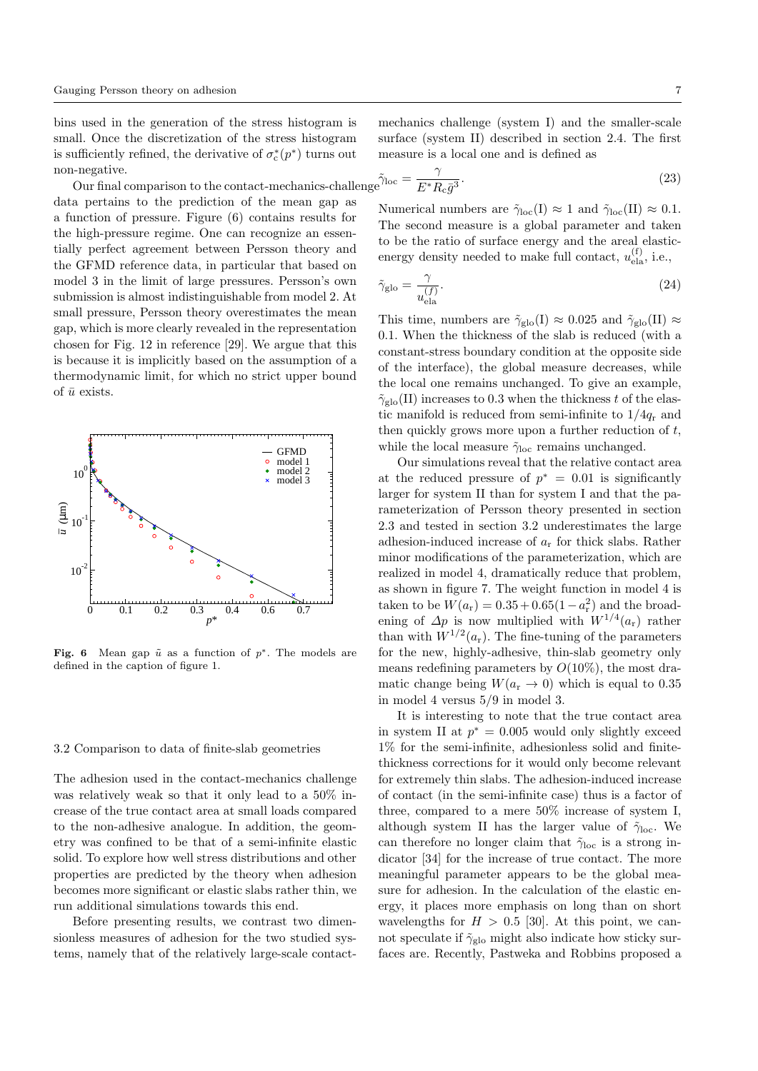bins used in the generation of the stress histogram is small. Once the discretization of the stress histogram is sufficiently refined, the derivative of $\sigma_c^*(p^*)$ turns out non-negative.

Our final comparison to the contact-mechanics-challenge data pertains to the prediction of the mean gap as a function of pressure. Figure (6) contains results for the high-pressure regime. One can recognize an essentially perfect agreement between Persson theory and the GFMD reference data, in particular that based on model 3 in the limit of large pressures. Persson's own submission is almost indistinguishable from model 2. At small pressure, Persson theory overestimates the mean gap, which is more clearly revealed in the representation chosen for Fig. 12 in reference [29]. We argue that this is because it is implicitly based on the assumption of a thermodynamic limit, for which no strict upper bound of $\bar{u}$ exists.

**Fig. 6** Mean gap $\bar{u}$ as a function of $p^*$. The models are defined in the caption of figure 1.

### 3.2 Comparison to data of finite-slab geometries

The adhesion used in the contact-mechanics challenge was relatively weak so that it only lead to a 50% increase of the true contact area at small loads compared to the non-adhesive analogue. In addition, the geometry was confined to be that of a semi-infinite elastic solid. To explore how well stress distributions and other properties are predicted by the theory when adhesion becomes more significant or elastic slabs rather thin, we run additional simulations towards this end.

Before presenting results, we contrast two dimensionless measures of adhesion for the two studied systems, namely that of the relatively large-scale contact-mechanics challenge (system I) and the smaller-scale surface (system II) described in section 2.4. The first measure is a local one and is defined as

$$\tilde{\gamma}_{\text{loc}} = \frac{\gamma}{E^* R_c \bar{g}^3}. \tag{23}$$

Numerical numbers are $\tilde{\gamma}_{\text{loc}}(\text{I}) \approx 1$ and $\tilde{\gamma}_{\text{loc}}(\text{II}) \approx 0.1$. The second measure is a global parameter and taken to be the ratio of surface energy and the areal elastic-energy density needed to make full contact, $u_{\text{ela}}^{(\text{f})}$, i.e.,

$$\tilde{\gamma}_{\text{glo}} = \frac{\gamma}{u_{\text{ela}}^{(f)}}. \tag{24}$$

This time, numbers are $\tilde{\gamma}_{\text{glo}}(\text{I}) \approx 0.025$ and $\tilde{\gamma}_{\text{glo}}(\text{II}) \approx 0.1$. When the thickness of the slab is reduced (with a constant-stress boundary condition at the opposite side of the interface), the global measure decreases, while the local one remains unchanged. To give an example, $\tilde{\gamma}_{\text{glo}}(\text{II})$ increases to 0.3 when the thickness $t$ of the elastic manifold is reduced from semi-infinite to $1/4q_r$ and then quickly grows more upon a further reduction of $t$, while the local measure $\tilde{\gamma}_{\text{loc}}$ remains unchanged.

Our simulations reveal that the relative contact area at the reduced pressure of $p^* = 0.01$ is significantly larger for system II than for system I and that the parameterization of Persson theory presented in section 2.3 and tested in section 3.2 underestimates the large adhesion-induced increase of $a_r$ for thick slabs. Rather minor modifications of the parameterization, which are realized in model 4, dramatically reduce that problem, as shown in figure 7. The weight function in model 4 is taken to be $W(a_r) = 0.35 + 0.65(1 - a_r^2)$ and the broadening of $\Delta p$ is now multiplied with $W^{1/4}(a_r)$ rather than with $W^{1/2}(a_r)$. The fine-tuning of the parameters for the new, highly-adhesive, thin-slab geometry only means redefining parameters by $O(10\%)$, the most dramatic change being $W(a_r \to 0)$ which is equal to 0.35 in model 4 versus 5/9 in model 3.

It is interesting to note that the true contact area in system II at $p^* = 0.005$ would only slightly exceed 1% for the semi-infinite, adhesionless solid and finite-thickness corrections for it would only become relevant for extremely thin slabs. The adhesion-induced increase of contact (in the semi-infinite case) thus is a factor of three, compared to a mere 50% increase of system I, although system II has the larger value of $\tilde{\gamma}_{\text{loc}}$. We can therefore no longer claim that $\tilde{\gamma}_{\text{loc}}$ is a strong indicator [34] for the increase of true contact. The more meaningful parameter appears to be the global measure for adhesion. In the calculation of the elastic energy, it places more emphasis on long than on short wavelengths for $H > 0.5$ [30]. At this point, we cannot speculate if $\tilde{\gamma}_{\text{glo}}$ might also indicate how sticky surfaces are. Recently, Pastweka and Robbins proposed a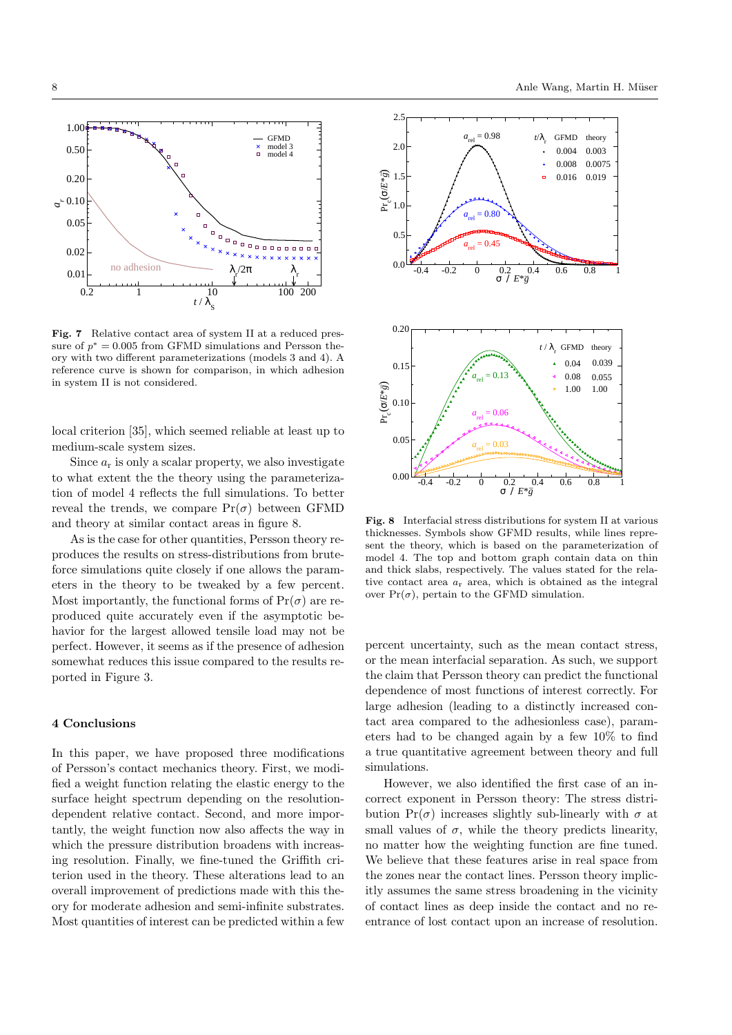**Fig. 7** Relative contact area of system II at a reduced pressure of $p^* = 0.005$ from GFMD simulations and Persson theory with two different parameterizations (models 3 and 4). A reference curve is shown for comparison, in which adhesion in system II is not considered.

local criterion [35], which seemed reliable at least up to medium-scale system sizes.

Since $a_r$ is only a scalar property, we also investigate to what extent the the theory using the parameterization of model 4 reflects the full simulations. To better reveal the trends, we compare $\Pr(\sigma)$ between GFMD and theory at similar contact areas in figure 8.

As is the case for other quantities, Persson theory reproduces the results on stress-distributions from brute-force simulations quite closely if one allows the parameters in the theory to be tweaked by a few percent. Most importantly, the functional forms of $\Pr(\sigma)$ are reproduced quite accurately even if the asymptotic behavior for the largest allowed tensile load may not be perfect. However, it seems as if the presence of adhesion somewhat reduces this issue compared to the results reported in Figure 3.

**Fig. 8** Interfacial stress distributions for system II at various thicknesses. Symbols show GFMD results, while lines represent the theory, which is based on the parameterization of model 4. The top and bottom graph contain data on thin and thick slabs, respectively. The values stated for the relative contact area $a_r$ area, which is obtained as the integral over $\Pr(\sigma)$, pertain to the GFMD simulation.

## 4 Conclusions

In this paper, we have proposed three modifications of Persson's contact mechanics theory. First, we modified a weight function relating the elastic energy to the surface height spectrum depending on the resolution-dependent relative contact. Second, and more importantly, the weight function now also affects the way in which the pressure distribution broadens with increasing resolution. Finally, we fine-tuned the Griffith criterion used in the theory. These alterations lead to an overall improvement of predictions made with this theory for moderate adhesion and semi-infinite substrates. Most quantities of interest can be predicted within a few percent uncertainty, such as the mean contact stress, or the mean interfacial separation. As such, we support the claim that Persson theory can predict the functional dependence of most functions of interest correctly. For large adhesion (leading to a distinctly increased contact area compared to the adhesionless case), parameters had to be changed again by a few 10% to find a true quantitative agreement between theory and full simulations.

However, we also identified the first case of an incorrect exponent in Persson theory: The stress distribution $\Pr(\sigma)$ increases slightly sub-linearly with $\sigma$ at small values of $\sigma$, while the theory predicts linearity, no matter how the weighting function are fine tuned. We believe that these features arise in real space from the zones near the contact lines. Persson theory implicitly assumes the same stress broadening in the vicinity of contact lines as deep inside the contact and no reentrance of lost contact upon an increase of resolution.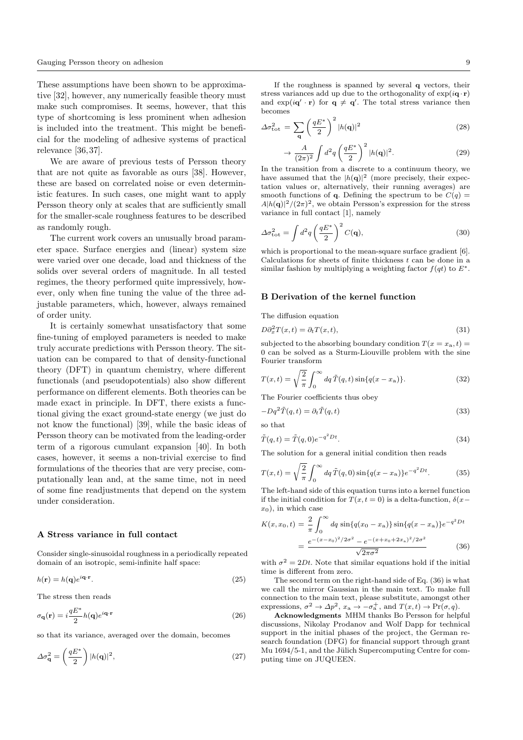These assumptions have been shown to be approximative [32], however, any numerically feasible theory must make such compromises. It seems, however, that this type of shortcoming is less prominent when adhesion is included into the treatment. This might be beneficial for the modeling of adhesive systems of practical relevance [36,37].

We are aware of previous tests of Persson theory that are not quite as favorable as ours [38]. However, these are based on correlated noise or even deterministic features. In such cases, one might want to apply Persson theory only at scales that are sufficiently small for the smaller-scale roughness features to be described as randomly rough.

The current work covers an unusually broad parameter space. Surface energies and (linear) system size were varied over one decade, load and thickness of the solids over several orders of magnitude. In all tested regimes, the theory performed quite impressively, however, only when fine tuning the value of the three adjustable parameters, which, however, always remained of order unity.

It is certainly somewhat unsatisfactory that some fine-tuning of employed parameters is needed to make truly accurate predictions with Persson theory. The situation can be compared to that of density-functional theory (DFT) in quantum chemistry, where different functionals (and pseudopotentials) also show different performance on different elements. Both theories can be made exact in principle. In DFT, there exists a functional giving the exact ground-state energy (we just do not know the functional) [39], while the basic ideas of Persson theory can be motivated from the leading-order term of a rigorous cumulant expansion [40]. In both cases, however, it seems a non-trivial exercise to find formulations of the theories that are very precise, computationally lean and, at the same time, not in need of some fine readjustments that depend on the system under consideration.

## A Stress variance in full contact

Consider single-sinusoidal roughness in a periodically repeated domain of an isotropic, semi-infinite half space:

$$h(\mathbf{r}) = h(\mathbf{q})e^{i\mathbf{q}\cdot\mathbf{r}}. \tag{25}$$

The stress then reads

$$\sigma_{\mathbf{q}}(\mathbf{r}) = i\frac{qE^*}{2}h(\mathbf{q})e^{i\mathbf{q}\cdot\mathbf{r}} \tag{26}$$

so that its variance, averaged over the domain, becomes

$$\Delta\sigma^2_{\mathbf{q}} = \left(\frac{qE^*}{2}\right)|h(\mathbf{q})|^2, \tag{27}$$

If the roughness is spanned by several $\mathbf{q}$ vectors, their stress variances add up due to the orthogonality of $\exp(i\mathbf{q}\cdot\mathbf{r})$ and $\exp(i\mathbf{q}'\cdot\mathbf{r})$ for $\mathbf{q}\neq\mathbf{q}'$. The total stress variance then becomes

$$\Delta\sigma^2_{\text{tot}} = \sum_{\mathbf{q}}\left(\frac{qE^*}{2}\right)^2|h(\mathbf{q})|^2 \tag{28}$$

$$\rightarrow \frac{A}{(2\pi)^2}\int d^2q\left(\frac{qE^*}{2}\right)^2|h(\mathbf{q})|^2. \tag{29}$$

In the transition from a discrete to a continuum theory, we have assumed that the $|h(\mathbf{q})|^2$ (more precisely, their expectation values or, alternatively, their running averages) are smooth functions of $\mathbf{q}$. Defining the spectrum to be $C(q) = A|h(\mathbf{q})|^2/(2\pi)^2$, we obtain Persson's expression for the stress variance in full contact [1], namely

$$\Delta\sigma^2_{\text{tot}} = \int d^2q\left(\frac{qE^*}{2}\right)^2C(\mathbf{q}), \tag{30}$$

which is proportional to the mean-square surface gradient [6]. Calculations for sheets of finite thickness $t$ can be done in a similar fashion by multiplying a weighting factor $f(qt)$ to $E^*$.

## B Derivation of the kernel function

The diffusion equation

$$D\partial_x^2T(x,t) = \partial_tT(x,t), \tag{31}$$

subjected to the absorbing boundary condition $T(x = x_\text{a}, t) = 0$ can be solved as a Sturm-Liouville problem with the sine Fourier transform

$$T(x,t) = \sqrt{\frac{2}{\pi}}\int_0^\infty dq\,\tilde{T}(q,t)\sin\{q(x-x_\text{a})\}. \tag{32}$$

The Fourier coefficients thus obey

$$-Dq^2\tilde{T}(q,t) = \partial_t\tilde{T}(q,t) \tag{33}$$

so that

$$\tilde{T}(q,t) = \tilde{T}(q,0)e^{-q^2Dt}. \tag{34}$$

The solution for a general initial condition then reads

$$T(x,t) = \sqrt{\frac{2}{\pi}}\int_0^\infty dq\,\tilde{T}(q,0)\sin\{q(x-x_\text{a})\}e^{-q^2Dt}. \tag{35}$$

The left-hand side of this equation turns into a kernel function if the initial condition for $T(x,t=0)$ is a delta-function, $\delta(x-x_0)$, in which case

$$\begin{aligned}K(x,x_0,t) &= \frac{2}{\pi}\int_0^\infty dq\,\sin\{q(x_0-x_\text{a})\}\sin\{q(x-x_\text{a})\}e^{-q^2Dt}\\ &= \frac{e^{-(x-x_0)^2/2\sigma^2} - e^{-(x+x_0+2x_\text{a})^2/2\sigma^2}}{\sqrt{2\pi\sigma^2}}\end{aligned} \tag{36}$$

with $\sigma^2 = 2Dt$. Note that similar equations hold if the initial time is different from zero.

The second term on the right-hand side of Eq. (36) is what we call the mirror Gaussian in the main text. To make full connection to the main text, please substitute, amongst other expressions, $\sigma^2 \to \Delta p^2$, $x_\text{a} \to -\sigma_\text{a}^+$, and $T(x,t) \to \Pr(\sigma,q)$.

**Acknowledgments** MHM thanks Bo Persson for helpful discussions, Nikolay Prodanov and Wolf Dapp for technical support in the initial phases of the project, the German research foundation (DFG) for financial support through grant Mu 1694/5-1, and the Jülich Supercomputing Centre for computing time on JUQUEEN.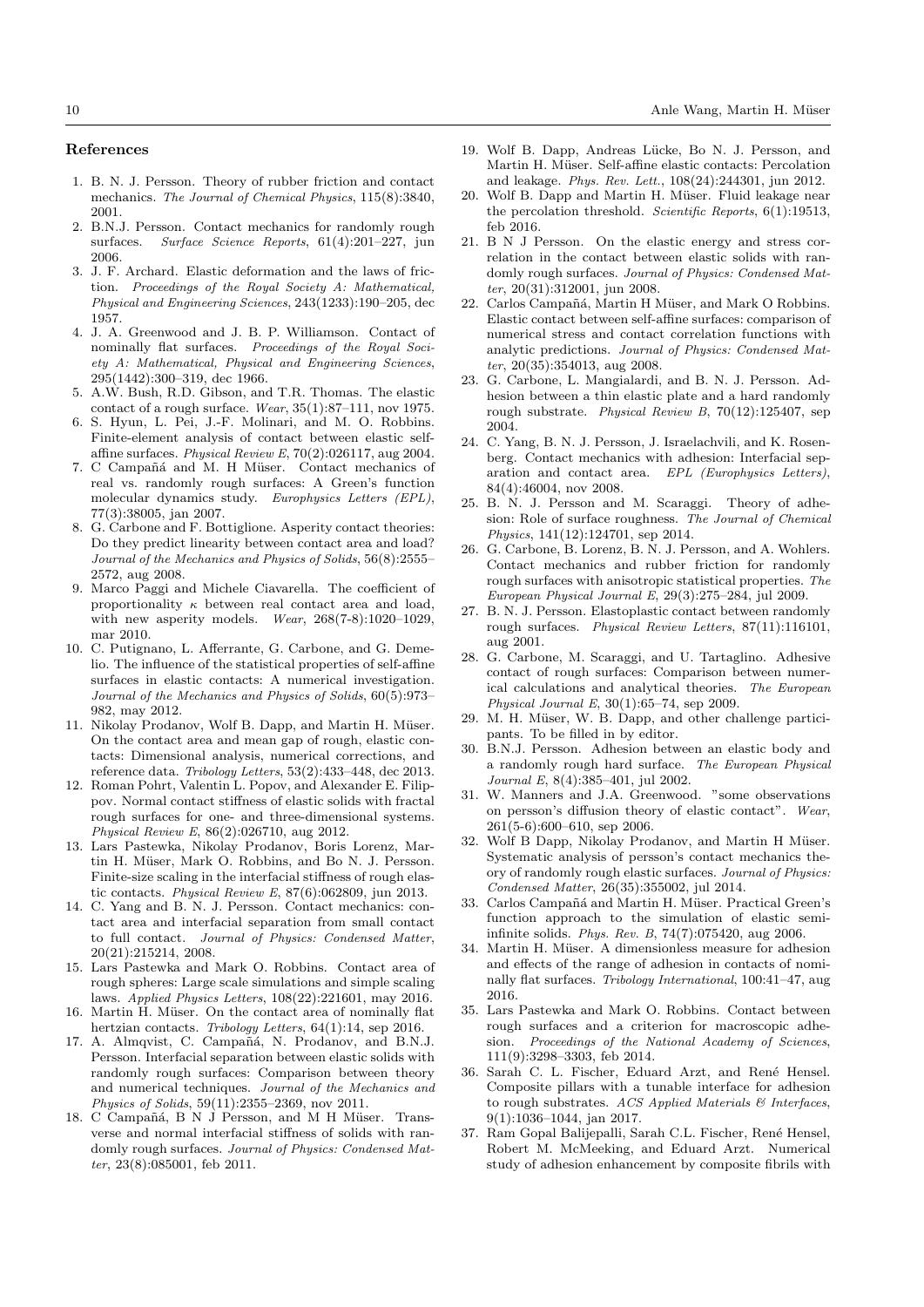## References

1. B. N. J. Persson. Theory of rubber friction and contact mechanics. *The Journal of Chemical Physics*, 115(8):3840, 2001.
2. B.N.J. Persson. Contact mechanics for randomly rough surfaces. *Surface Science Reports*, 61(4):201–227, jun 2006.
3. J. F. Archard. Elastic deformation and the laws of friction. *Proceedings of the Royal Society A: Mathematical, Physical and Engineering Sciences*, 243(1233):190–205, dec 1957.
4. J. A. Greenwood and J. B. P. Williamson. Contact of nominally flat surfaces. *Proceedings of the Royal Society A: Mathematical, Physical and Engineering Sciences*, 295(1442):300–319, dec 1966.
5. A.W. Bush, R.D. Gibson, and T.R. Thomas. The elastic contact of a rough surface. *Wear*, 35(1):87–111, nov 1975.
6. S. Hyun, L. Pei, J.-F. Molinari, and M. O. Robbins. Finite-element analysis of contact between elastic self-affine surfaces. *Physical Review E*, 70(2):026117, aug 2004.
7. C Campañá and M. H Müser. Contact mechanics of real vs. randomly rough surfaces: A Green's function molecular dynamics study. *Europhysics Letters (EPL)*, 77(3):38005, jan 2007.
8. G. Carbone and F. Bottiglione. Asperity contact theories: Do they predict linearity between contact area and load? *Journal of the Mechanics and Physics of Solids*, 56(8):2555–2572, aug 2008.
9. Marco Paggi and Michele Ciavarella. The coefficient of proportionality $\kappa$ between real contact area and load, with new asperity models. *Wear*, 268(7-8):1020–1029, mar 2010.
10. C. Putignano, L. Afferrante, G. Carbone, and G. Demelio. The influence of the statistical properties of self-affine surfaces in elastic contacts: A numerical investigation. *Journal of the Mechanics and Physics of Solids*, 60(5):973–982, may 2012.
11. Nikolay Prodanov, Wolf B. Dapp, and Martin H. Müser. On the contact area and mean gap of rough, elastic contacts: Dimensional analysis, numerical corrections, and reference data. *Tribology Letters*, 53(2):433–448, dec 2013.
12. Roman Pohrt, Valentin L. Popov, and Alexander E. Filippov. Normal contact stiffness of elastic solids with fractal rough surfaces for one- and three-dimensional systems. *Physical Review E*, 86(2):026710, aug 2012.
13. Lars Pastewka, Nikolay Prodanov, Boris Lorenz, Martin H. Müser, Mark O. Robbins, and Bo N. J. Persson. Finite-size scaling in the interfacial stiffness of rough elastic contacts. *Physical Review E*, 87(6):062809, jun 2013.
14. C. Yang and B. N. J. Persson. Contact mechanics: contact area and interfacial separation from small contact to full contact. *Journal of Physics: Condensed Matter*, 20(21):215214, 2008.
15. Lars Pastewka and Mark O. Robbins. Contact area of rough spheres: Large scale simulations and simple scaling laws. *Applied Physics Letters*, 108(22):221601, may 2016.
16. Martin H. Müser. On the contact area of nominally flat hertzian contacts. *Tribology Letters*, 64(1):14, sep 2016.
17. A. Almqvist, C. Campañá, N. Prodanov, and B.N.J. Persson. Interfacial separation between elastic solids with randomly rough surfaces: Comparison between theory and numerical techniques. *Journal of the Mechanics and Physics of Solids*, 59(11):2355–2369, nov 2011.
18. C Campañá, B N J Persson, and M H Müser. Transverse and normal interfacial stiffness of solids with randomly rough surfaces. *Journal of Physics: Condensed Matter*, 23(8):085001, feb 2011.
19. Wolf B. Dapp, Andreas Lücke, Bo N. J. Persson, and Martin H. Müser. Self-affine elastic contacts: Percolation and leakage. *Phys. Rev. Lett.*, 108(24):244301, jun 2012.
20. Wolf B. Dapp and Martin H. Müser. Fluid leakage near the percolation threshold. *Scientific Reports*, 6(1):19513, feb 2016.
21. B N J Persson. On the elastic energy and stress correlation in the contact between elastic solids with randomly rough surfaces. *Journal of Physics: Condensed Matter*, 20(31):312001, jun 2008.
22. Carlos Campañá, Martin H Müser, and Mark O Robbins. Elastic contact between self-affine surfaces: comparison of numerical stress and contact correlation functions with analytic predictions. *Journal of Physics: Condensed Matter*, 20(35):354013, aug 2008.
23. G. Carbone, L. Mangialardi, and B. N. J. Persson. Adhesion between a thin elastic plate and a hard randomly rough substrate. *Physical Review B*, 70(12):125407, sep 2004.
24. C. Yang, B. N. J. Persson, J. Israelachvili, and K. Rosenberg. Contact mechanics with adhesion: Interfacial separation and contact area. *EPL (Europhysics Letters)*, 84(4):46004, nov 2008.
25. B. N. J. Persson and M. Scaraggi. Theory of adhesion: Role of surface roughness. *The Journal of Chemical Physics*, 141(12):124701, sep 2014.
26. G. Carbone, B. Lorenz, B. N. J. Persson, and A. Wohlers. Contact mechanics and rubber friction for randomly rough surfaces with anisotropic statistical properties. *The European Physical Journal E*, 29(3):275–284, jul 2009.
27. B. N. J. Persson. Elastoplastic contact between randomly rough surfaces. *Physical Review Letters*, 87(11):116101, aug 2001.
28. G. Carbone, M. Scaraggi, and U. Tartaglino. Adhesive contact of rough surfaces: Comparison between numerical calculations and analytical theories. *The European Physical Journal E*, 30(1):65–74, sep 2009.
29. M. H. Müser, W. B. Dapp, and other challenge participants. To be filled in by editor.
30. B.N.J. Persson. Adhesion between an elastic body and a randomly rough hard surface. *The European Physical Journal E*, 8(4):385–401, jul 2002.
31. W. Manners and J.A. Greenwood. "some observations on persson's diffusion theory of elastic contact". *Wear*, 261(5-6):600–610, sep 2006.
32. Wolf B Dapp, Nikolay Prodanov, and Martin H Müser. Systematic analysis of persson's contact mechanics theory of randomly rough elastic surfaces. *Journal of Physics: Condensed Matter*, 26(35):355002, jul 2014.
33. Carlos Campañá and Martin H. Müser. Practical Green's function approach to the simulation of elastic semi-infinite solids. *Phys. Rev. B*, 74(7):075420, aug 2006.
34. Martin H. Müser. A dimensionless measure for adhesion and effects of the range of adhesion in contacts of nominally flat surfaces. *Tribology International*, 100:41–47, aug 2016.
35. Lars Pastewka and Mark O. Robbins. Contact between rough surfaces and a criterion for macroscopic adhesion. *Proceedings of the National Academy of Sciences*, 111(9):3298–3303, feb 2014.
36. Sarah C. L. Fischer, Eduard Arzt, and René Hensel. Composite pillars with a tunable interface for adhesion to rough substrates. *ACS Applied Materials & Interfaces*, 9(1):1036–1044, jan 2017.
37. Ram Gopal Balijepalli, Sarah C.L. Fischer, René Hensel, Robert M. McMeeking, and Eduard Arzt. Numerical study of adhesion enhancement by composite fibrils with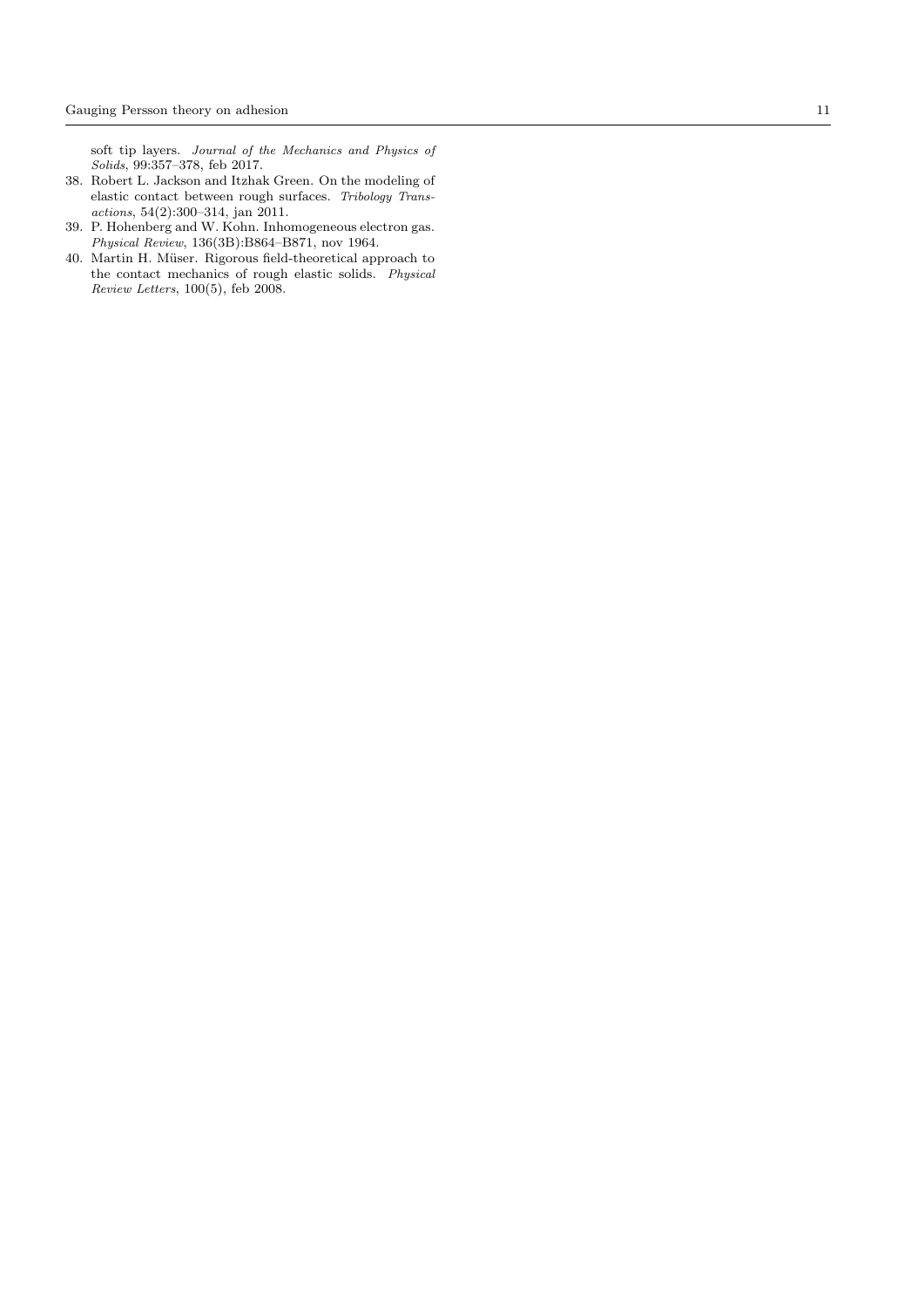soft tip layers. *Journal of the Mechanics and Physics of Solids*, 99:357–378, feb 2017.

38. Robert L. Jackson and Itzhak Green. On the modeling of elastic contact between rough surfaces. *Tribology Transactions*, 54(2):300–314, jan 2011.
39. P. Hohenberg and W. Kohn. Inhomogeneous electron gas. *Physical Review*, 136(3B):B864–B871, nov 1964.
40. Martin H. Müser. Rigorous field-theoretical approach to the contact mechanics of rough elastic solids. *Physical Review Letters*, 100(5), feb 2008.